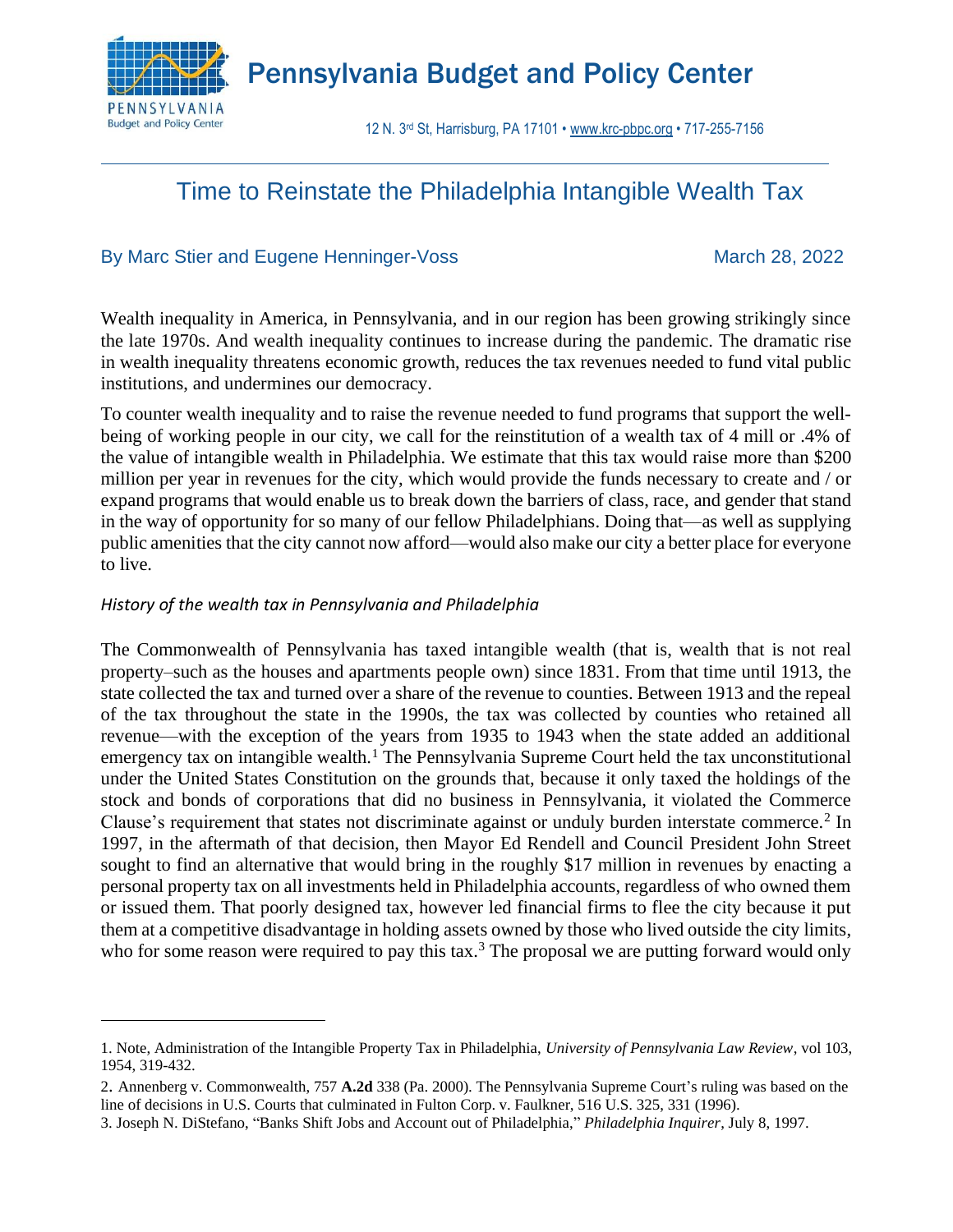# Pennsylvania Budget and Policy Center

12 N. 3rd St, Harrisburg, PA 17101 • www.krc-pbpc.org • 717-255-7156

## Time to Reinstate the Philadelphia Intangible Wealth Tax

By Marc Stier and Eugene Henninger-Voss — March 28, 2022

Wealth inequality in America, in Pennsylvania, and in our region has been growing strikingly since the late 1970s. And wealth inequality continues to increase during the pandemic. The dramatic rise in wealth inequality threatens economic growth, reduces the tax revenues needed to fund vital public institutions, and undermines our democracy.

To counter wealth inequality and to raise the revenue needed to fund programs that support the well-being of working people in our city, we call for the reinstitution of a wealth tax of 4 mill or .4% of the value of intangible wealth in Philadelphia. We estimate that this tax would raise more than $200 million per year in revenues for the city, which would provide the funds necessary to create and / or expand programs that would enable us to break down the barriers of class, race, and gender that stand in the way of opportunity for so many of our fellow Philadelphians. Doing that—as well as supplying public amenities that the city cannot now afford—would also make our city a better place for everyone to live.

*History of the wealth tax in Pennsylvania and Philadelphia*

The Commonwealth of Pennsylvania has taxed intangible wealth (that is, wealth that is not real property–such as the houses and apartments people own) since 1831. From that time until 1913, the state collected the tax and turned over a share of the revenue to counties. Between 1913 and the repeal of the tax throughout the state in the 1990s, the tax was collected by counties who retained all revenue—with the exception of the years from 1935 to 1943 when the state added an additional emergency tax on intangible wealth.[1] The Pennsylvania Supreme Court held the tax unconstitutional under the United States Constitution on the grounds that, because it only taxed the holdings of the stock and bonds of corporations that did no business in Pennsylvania, it violated the Commerce Clause's requirement that states not discriminate against or unduly burden interstate commerce.[2] In 1997, in the aftermath of that decision, then Mayor Ed Rendell and Council President John Street sought to find an alternative that would bring in the roughly $17 million in revenues by enacting a personal property tax on all investments held in Philadelphia accounts, regardless of who owned them or issued them. That poorly designed tax, however led financial firms to flee the city because it put them at a competitive disadvantage in holding assets owned by those who lived outside the city limits, who for some reason were required to pay this tax.[3] The proposal we are putting forward would only

---

1. Note, Administration of the Intangible Property Tax in Philadelphia, *University of Pennsylvania Law Review*, vol 103, 1954, 319-432.

2. Annenberg v. Commonwealth, 757 **A.2d** 338 (Pa. 2000). The Pennsylvania Supreme Court's ruling was based on the line of decisions in U.S. Courts that culminated in Fulton Corp. v. Faulkner, 516 U.S. 325, 331 (1996).

3. Joseph N. DiStefano, "Banks Shift Jobs and Account out of Philadelphia," *Philadelphia Inquirer*, July 8, 1997.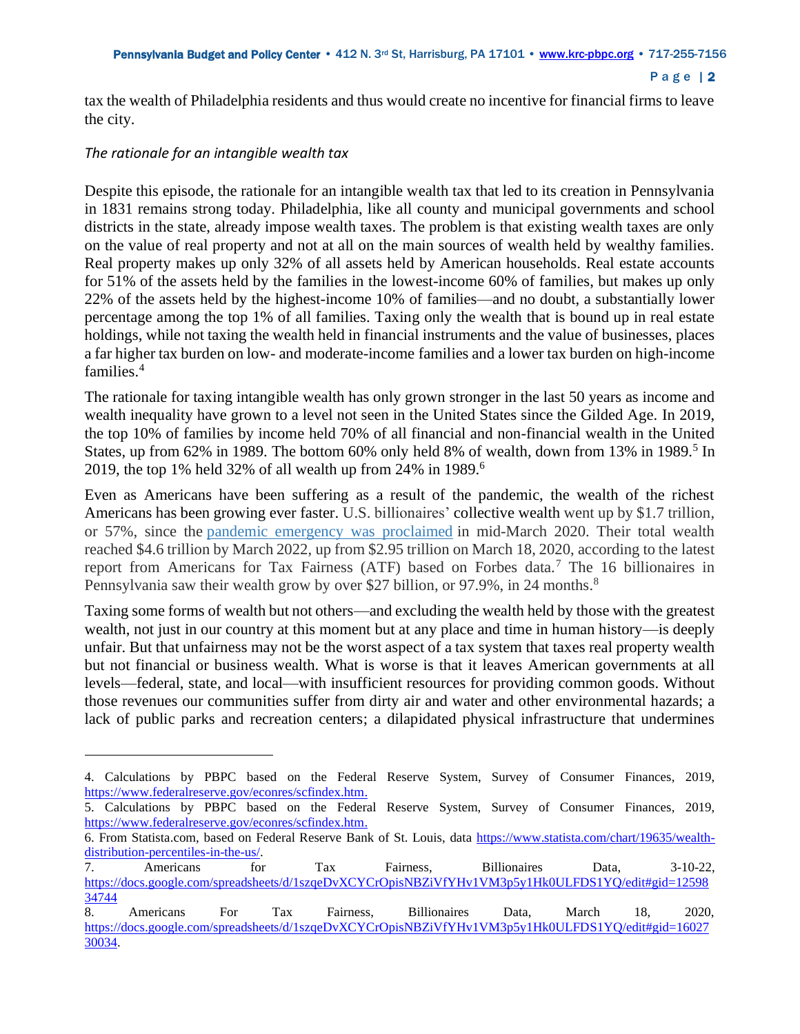tax the wealth of Philadelphia residents and thus would create no incentive for financial firms to leave the city.

*The rationale for an intangible wealth tax*

Despite this episode, the rationale for an intangible wealth tax that led to its creation in Pennsylvania in 1831 remains strong today. Philadelphia, like all county and municipal governments and school districts in the state, already impose wealth taxes. The problem is that existing wealth taxes are only on the value of real property and not at all on the main sources of wealth held by wealthy families. Real property makes up only 32% of all assets held by American households. Real estate accounts for 51% of the assets held by the families in the lowest-income 60% of families, but makes up only 22% of the assets held by the highest-income 10% of families—and no doubt, a substantially lower percentage among the top 1% of all families. Taxing only the wealth that is bound up in real estate holdings, while not taxing the wealth held in financial instruments and the value of businesses, places a far higher tax burden on low- and moderate-income families and a lower tax burden on high-income families.[4]

The rationale for taxing intangible wealth has only grown stronger in the last 50 years as income and wealth inequality have grown to a level not seen in the United States since the Gilded Age. In 2019, the top 10% of families by income held 70% of all financial and non-financial wealth in the United States, up from 62% in 1989. The bottom 60% only held 8% of wealth, down from 13% in 1989.[5] In 2019, the top 1% held 32% of all wealth up from 24% in 1989.[6]

Even as Americans have been suffering as a result of the pandemic, the wealth of the richest Americans has been growing ever faster. U.S. billionaires' collective wealth went up by $1.7 trillion, or 57%, since the pandemic emergency was proclaimed in mid-March 2020. Their total wealth reached $4.6 trillion by March 2022, up from $2.95 trillion on March 18, 2020, according to the latest report from Americans for Tax Fairness (ATF) based on Forbes data.[7] The 16 billionaires in Pennsylvania saw their wealth grow by over $27 billion, or 97.9%, in 24 months.[8]

Taxing some forms of wealth but not others—and excluding the wealth held by those with the greatest wealth, not just in our country at this moment but at any place and time in human history—is deeply unfair. But that unfairness may not be the worst aspect of a tax system that taxes real property wealth but not financial or business wealth. What is worse is that it leaves American governments at all levels—federal, state, and local—with insufficient resources for providing common goods. Without those revenues our communities suffer from dirty air and water and other environmental hazards; a lack of public parks and recreation centers; a dilapidated physical infrastructure that undermines

---

4. Calculations by PBPC based on the Federal Reserve System, Survey of Consumer Finances, 2019, https://www.federalreserve.gov/econres/scfindex.htm.

5. Calculations by PBPC based on the Federal Reserve System, Survey of Consumer Finances, 2019, https://www.federalreserve.gov/econres/scfindex.htm.

6. From Statista.com, based on Federal Reserve Bank of St. Louis, data https://www.statista.com/chart/19635/wealth-distribution-percentiles-in-the-us/.

7. Americans for Tax Fairness, Billionaires Data, 3-10-22, https://docs.google.com/spreadsheets/d/1szqeDvXCYCrOpisNBZiVfYHv1VM3p5y1Hk0ULFDS1YQ/edit#gid=1259834744

8. Americans For Tax Fairness, Billionaires Data, March 18, 2020, https://docs.google.com/spreadsheets/d/1szqeDvXCYCrOpisNBZiVfYHv1VM3p5y1Hk0ULFDS1YQ/edit#gid=1602730034.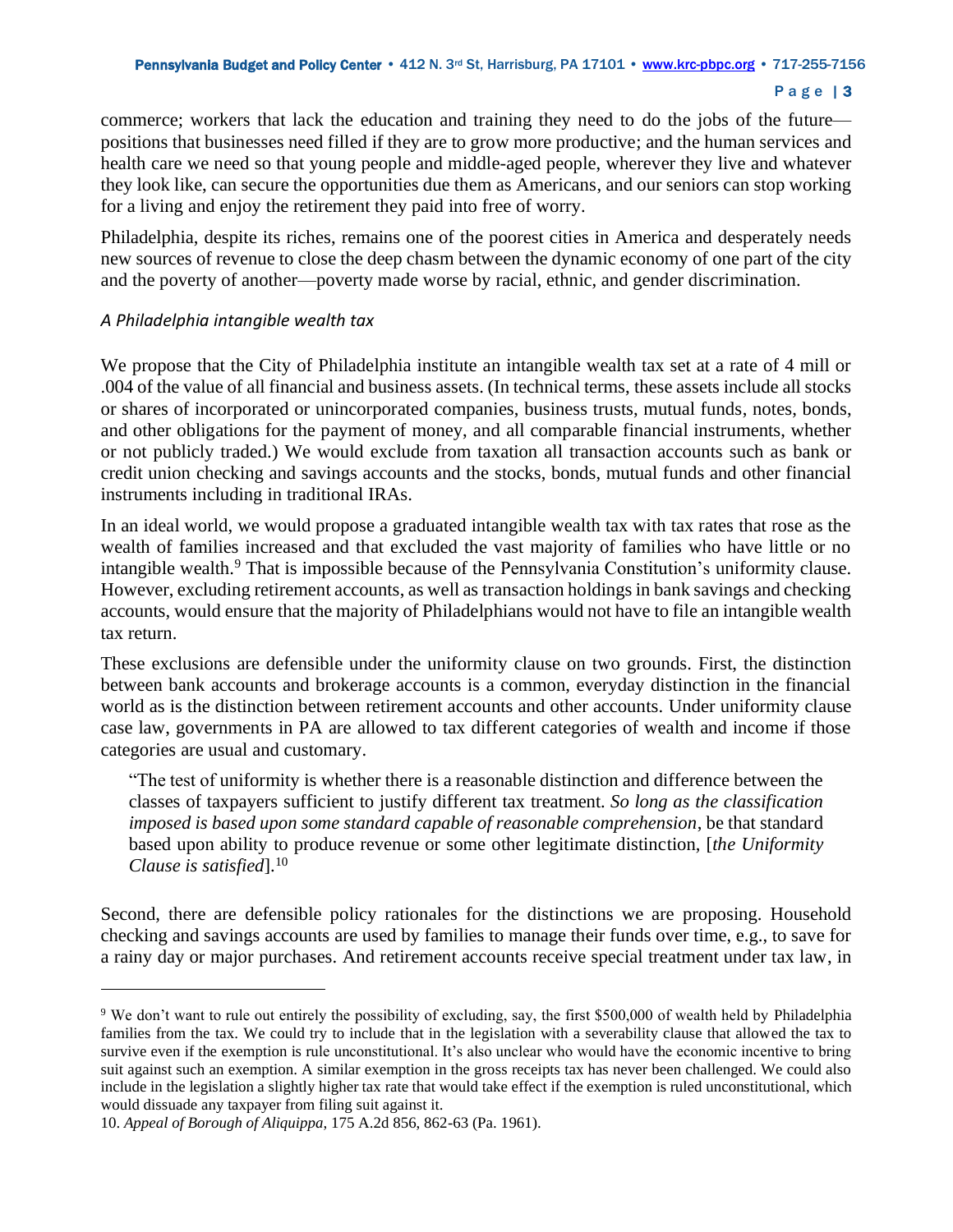commerce; workers that lack the education and training they need to do the jobs of the future—positions that businesses need filled if they are to grow more productive; and the human services and health care we need so that young people and middle-aged people, wherever they live and whatever they look like, can secure the opportunities due them as Americans, and our seniors can stop working for a living and enjoy the retirement they paid into free of worry.

Philadelphia, despite its riches, remains one of the poorest cities in America and desperately needs new sources of revenue to close the deep chasm between the dynamic economy of one part of the city and the poverty of another—poverty made worse by racial, ethnic, and gender discrimination.

*A Philadelphia intangible wealth tax*

We propose that the City of Philadelphia institute an intangible wealth tax set at a rate of 4 mill or .004 of the value of all financial and business assets. (In technical terms, these assets include all stocks or shares of incorporated or unincorporated companies, business trusts, mutual funds, notes, bonds, and other obligations for the payment of money, and all comparable financial instruments, whether or not publicly traded.) We would exclude from taxation all transaction accounts such as bank or credit union checking and savings accounts and the stocks, bonds, mutual funds and other financial instruments including in traditional IRAs.

In an ideal world, we would propose a graduated intangible wealth tax with tax rates that rose as the wealth of families increased and that excluded the vast majority of families who have little or no intangible wealth.[9] That is impossible because of the Pennsylvania Constitution's uniformity clause. However, excluding retirement accounts, as well as transaction holdings in bank savings and checking accounts, would ensure that the majority of Philadelphians would not have to file an intangible wealth tax return.

These exclusions are defensible under the uniformity clause on two grounds. First, the distinction between bank accounts and brokerage accounts is a common, everyday distinction in the financial world as is the distinction between retirement accounts and other accounts. Under uniformity clause case law, governments in PA are allowed to tax different categories of wealth and income if those categories are usual and customary.

> "The test of uniformity is whether there is a reasonable distinction and difference between the classes of taxpayers sufficient to justify different tax treatment. *So long as the classification imposed is based upon some standard capable of reasonable comprehension*, be that standard based upon ability to produce revenue or some other legitimate distinction, [*the Uniformity Clause is satisfied*].[10]

Second, there are defensible policy rationales for the distinctions we are proposing. Household checking and savings accounts are used by families to manage their funds over time, e.g., to save for a rainy day or major purchases. And retirement accounts receive special treatment under tax law, in

---

[9] We don't want to rule out entirely the possibility of excluding, say, the first $500,000 of wealth held by Philadelphia families from the tax. We could try to include that in the legislation with a severability clause that allowed the tax to survive even if the exemption is rule unconstitutional. It's also unclear who would have the economic incentive to bring suit against such an exemption. A similar exemption in the gross receipts tax has never been challenged. We could also include in the legislation a slightly higher tax rate that would take effect if the exemption is ruled unconstitutional, which would dissuade any taxpayer from filing suit against it.

10. *Appeal of Borough of Aliquippa*, 175 A.2d 856, 862-63 (Pa. 1961).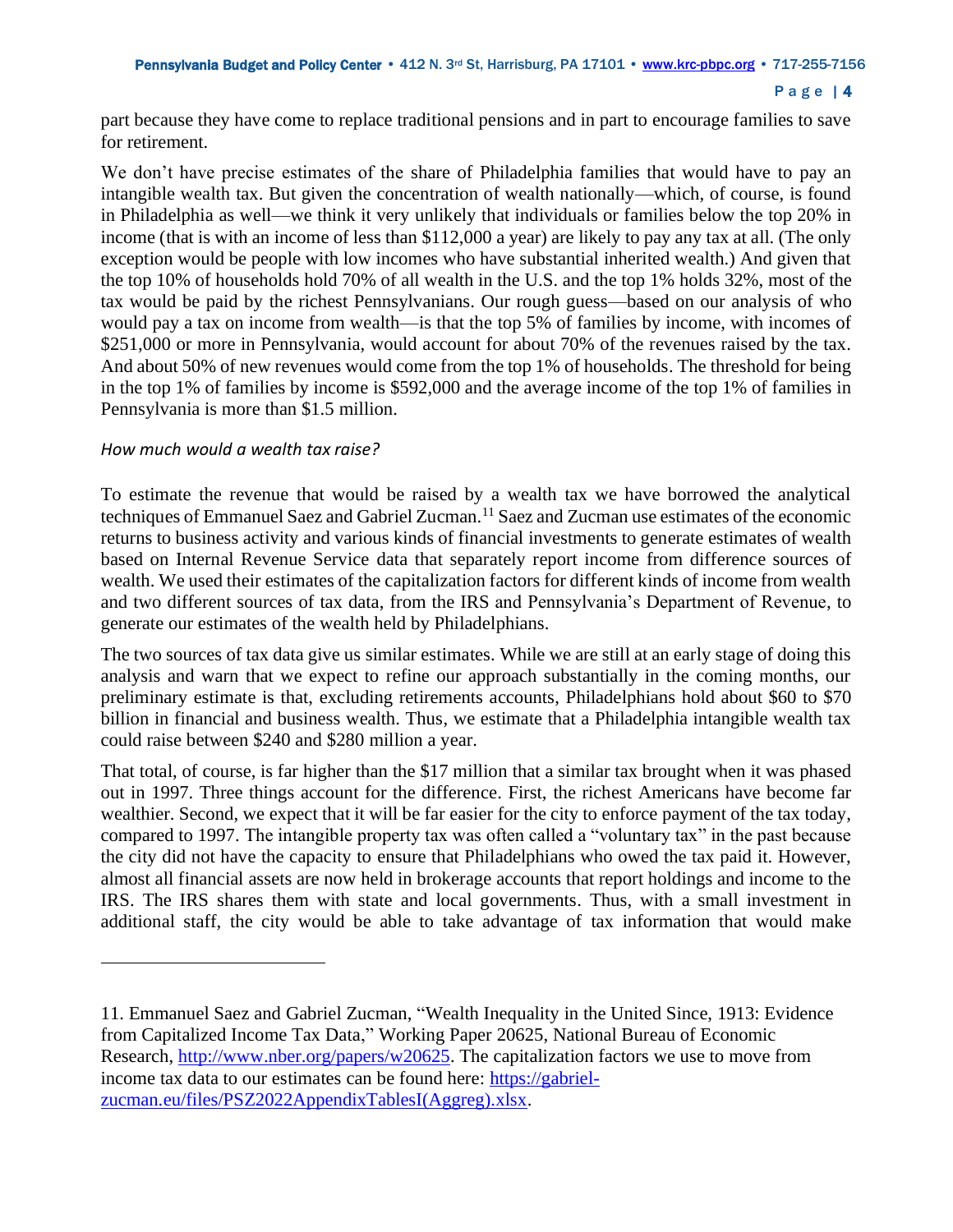part because they have come to replace traditional pensions and in part to encourage families to save for retirement.

We don't have precise estimates of the share of Philadelphia families that would have to pay an intangible wealth tax. But given the concentration of wealth nationally—which, of course, is found in Philadelphia as well—we think it very unlikely that individuals or families below the top 20% in income (that is with an income of less than $112,000 a year) are likely to pay any tax at all. (The only exception would be people with low incomes who have substantial inherited wealth.) And given that the top 10% of households hold 70% of all wealth in the U.S. and the top 1% holds 32%, most of the tax would be paid by the richest Pennsylvanians. Our rough guess—based on our analysis of who would pay a tax on income from wealth—is that the top 5% of families by income, with incomes of $251,000 or more in Pennsylvania, would account for about 70% of the revenues raised by the tax. And about 50% of new revenues would come from the top 1% of households. The threshold for being in the top 1% of families by income is $592,000 and the average income of the top 1% of families in Pennsylvania is more than $1.5 million.

*How much would a wealth tax raise?*

To estimate the revenue that would be raised by a wealth tax we have borrowed the analytical techniques of Emmanuel Saez and Gabriel Zucman.[11] Saez and Zucman use estimates of the economic returns to business activity and various kinds of financial investments to generate estimates of wealth based on Internal Revenue Service data that separately report income from difference sources of wealth. We used their estimates of the capitalization factors for different kinds of income from wealth and two different sources of tax data, from the IRS and Pennsylvania's Department of Revenue, to generate our estimates of the wealth held by Philadelphians.

The two sources of tax data give us similar estimates. While we are still at an early stage of doing this analysis and warn that we expect to refine our approach substantially in the coming months, our preliminary estimate is that, excluding retirements accounts, Philadelphians hold about $60 to $70 billion in financial and business wealth. Thus, we estimate that a Philadelphia intangible wealth tax could raise between $240 and $280 million a year.

That total, of course, is far higher than the $17 million that a similar tax brought when it was phased out in 1997. Three things account for the difference. First, the richest Americans have become far wealthier. Second, we expect that it will be far easier for the city to enforce payment of the tax today, compared to 1997. The intangible property tax was often called a "voluntary tax" in the past because the city did not have the capacity to ensure that Philadelphians who owed the tax paid it. However, almost all financial assets are now held in brokerage accounts that report holdings and income to the IRS. The IRS shares them with state and local governments. Thus, with a small investment in additional staff, the city would be able to take advantage of tax information that would make

---

11. Emmanuel Saez and Gabriel Zucman, "Wealth Inequality in the United Since, 1913: Evidence from Capitalized Income Tax Data," Working Paper 20625, National Bureau of Economic Research, http://www.nber.org/papers/w20625. The capitalization factors we use to move from income tax data to our estimates can be found here: https://gabriel-zucman.eu/files/PSZ2022AppendixTablesI(Aggreg).xlsx.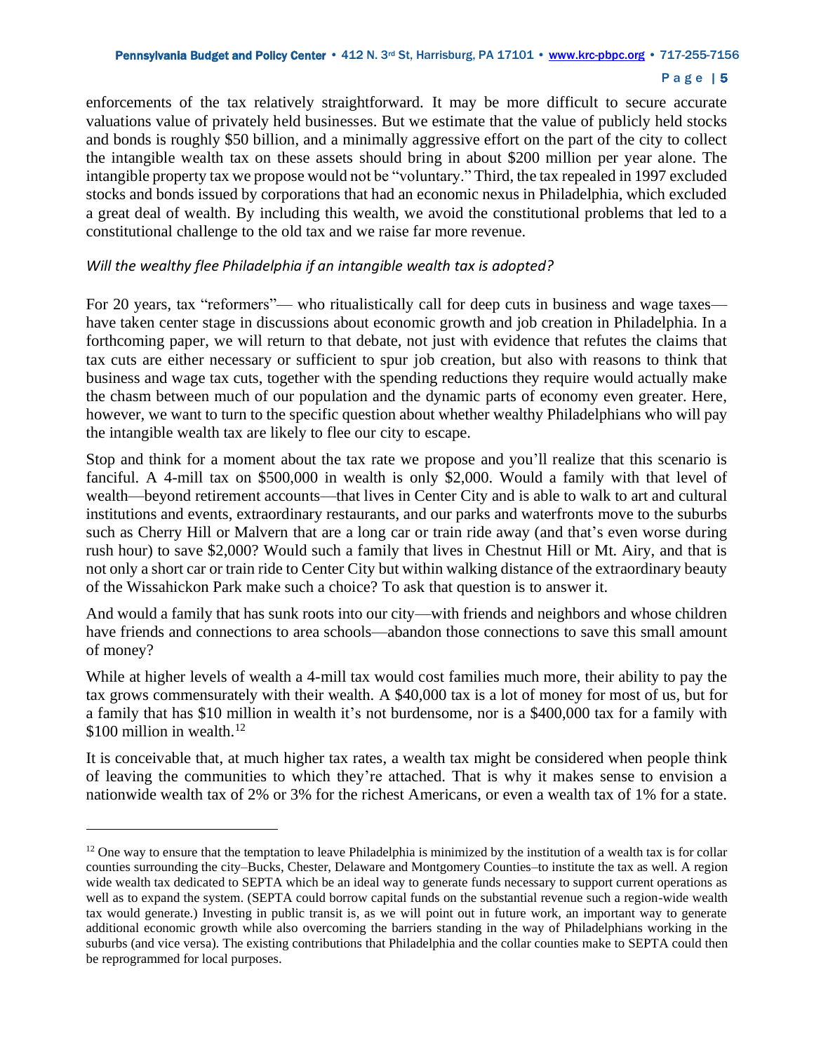enforcements of the tax relatively straightforward. It may be more difficult to secure accurate valuations value of privately held businesses. But we estimate that the value of publicly held stocks and bonds is roughly $50 billion, and a minimally aggressive effort on the part of the city to collect the intangible wealth tax on these assets should bring in about $200 million per year alone. The intangible property tax we propose would not be "voluntary." Third, the tax repealed in 1997 excluded stocks and bonds issued by corporations that had an economic nexus in Philadelphia, which excluded a great deal of wealth. By including this wealth, we avoid the constitutional problems that led to a constitutional challenge to the old tax and we raise far more revenue.

*Will the wealthy flee Philadelphia if an intangible wealth tax is adopted?*

For 20 years, tax "reformers"— who ritualistically call for deep cuts in business and wage taxes— have taken center stage in discussions about economic growth and job creation in Philadelphia. In a forthcoming paper, we will return to that debate, not just with evidence that refutes the claims that tax cuts are either necessary or sufficient to spur job creation, but also with reasons to think that business and wage tax cuts, together with the spending reductions they require would actually make the chasm between much of our population and the dynamic parts of economy even greater. Here, however, we want to turn to the specific question about whether wealthy Philadelphians who will pay the intangible wealth tax are likely to flee our city to escape.

Stop and think for a moment about the tax rate we propose and you'll realize that this scenario is fanciful. A 4-mill tax on $500,000 in wealth is only $2,000. Would a family with that level of wealth—beyond retirement accounts—that lives in Center City and is able to walk to art and cultural institutions and events, extraordinary restaurants, and our parks and waterfronts move to the suburbs such as Cherry Hill or Malvern that are a long car or train ride away (and that's even worse during rush hour) to save $2,000? Would such a family that lives in Chestnut Hill or Mt. Airy, and that is not only a short car or train ride to Center City but within walking distance of the extraordinary beauty of the Wissahickon Park make such a choice? To ask that question is to answer it.

And would a family that has sunk roots into our city—with friends and neighbors and whose children have friends and connections to area schools—abandon those connections to save this small amount of money?

While at higher levels of wealth a 4-mill tax would cost families much more, their ability to pay the tax grows commensurately with their wealth. A $40,000 tax is a lot of money for most of us, but for a family that has $10 million in wealth it's not burdensome, nor is a $400,000 tax for a family with $100 million in wealth.[12]

It is conceivable that, at much higher tax rates, a wealth tax might be considered when people think of leaving the communities to which they're attached. That is why it makes sense to envision a nationwide wealth tax of 2% or 3% for the richest Americans, or even a wealth tax of 1% for a state.

---

[12] One way to ensure that the temptation to leave Philadelphia is minimized by the institution of a wealth tax is for collar counties surrounding the city–Bucks, Chester, Delaware and Montgomery Counties–to institute the tax as well. A region wide wealth tax dedicated to SEPTA which be an ideal way to generate funds necessary to support current operations as well as to expand the system. (SEPTA could borrow capital funds on the substantial revenue such a region-wide wealth tax would generate.) Investing in public transit is, as we will point out in future work, an important way to generate additional economic growth while also overcoming the barriers standing in the way of Philadelphians working in the suburbs (and vice versa). The existing contributions that Philadelphia and the collar counties make to SEPTA could then be reprogrammed for local purposes.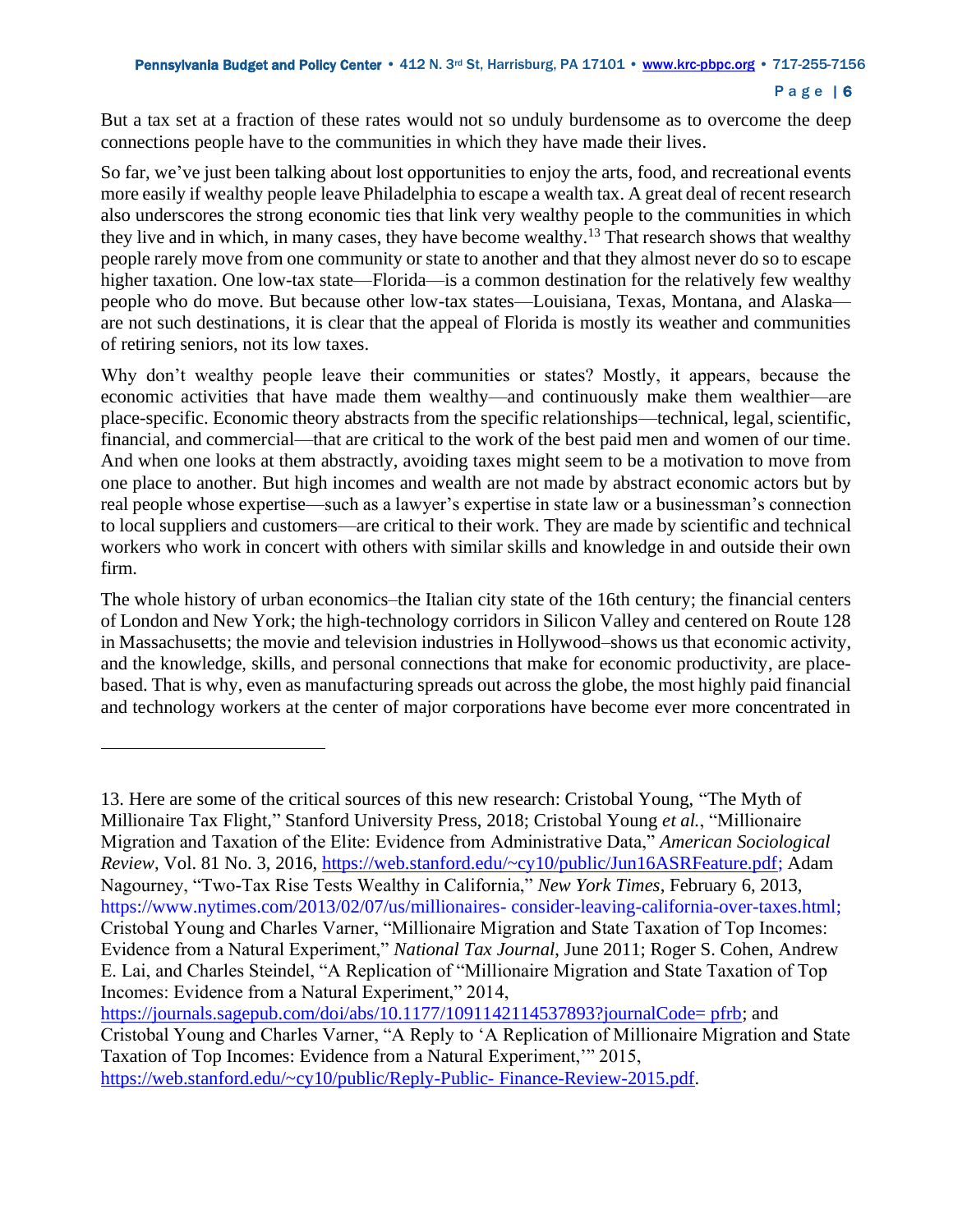But a tax set at a fraction of these rates would not so unduly burdensome as to overcome the deep connections people have to the communities in which they have made their lives.

So far, we've just been talking about lost opportunities to enjoy the arts, food, and recreational events more easily if wealthy people leave Philadelphia to escape a wealth tax. A great deal of recent research also underscores the strong economic ties that link very wealthy people to the communities in which they live and in which, in many cases, they have become wealthy.[13] That research shows that wealthy people rarely move from one community or state to another and that they almost never do so to escape higher taxation. One low-tax state—Florida—is a common destination for the relatively few wealthy people who do move. But because other low-tax states—Louisiana, Texas, Montana, and Alaska—are not such destinations, it is clear that the appeal of Florida is mostly its weather and communities of retiring seniors, not its low taxes.

Why don't wealthy people leave their communities or states? Mostly, it appears, because the economic activities that have made them wealthy—and continuously make them wealthier—are place-specific. Economic theory abstracts from the specific relationships—technical, legal, scientific, financial, and commercial—that are critical to the work of the best paid men and women of our time. And when one looks at them abstractly, avoiding taxes might seem to be a motivation to move from one place to another. But high incomes and wealth are not made by abstract economic actors but by real people whose expertise—such as a lawyer's expertise in state law or a businessman's connection to local suppliers and customers—are critical to their work. They are made by scientific and technical workers who work in concert with others with similar skills and knowledge in and outside their own firm.

The whole history of urban economics–the Italian city state of the 16th century; the financial centers of London and New York; the high-technology corridors in Silicon Valley and centered on Route 128 in Massachusetts; the movie and television industries in Hollywood–shows us that economic activity, and the knowledge, skills, and personal connections that make for economic productivity, are place-based. That is why, even as manufacturing spreads out across the globe, the most highly paid financial and technology workers at the center of major corporations have become ever more concentrated in

---

13. Here are some of the critical sources of this new research: Cristobal Young, "The Myth of Millionaire Tax Flight," Stanford University Press, 2018; Cristobal Young *et al.*, "Millionaire Migration and Taxation of the Elite: Evidence from Administrative Data," *American Sociological Review*, Vol. 81 No. 3, 2016, https://web.stanford.edu/~cy10/public/Jun16ASRFeature.pdf; Adam Nagourney, "Two-Tax Rise Tests Wealthy in California," *New York Times*, February 6, 2013, https://www.nytimes.com/2013/02/07/us/millionaires- consider-leaving-california-over-taxes.html; Cristobal Young and Charles Varner, "Millionaire Migration and State Taxation of Top Incomes: Evidence from a Natural Experiment," *National Tax Journal*, June 2011; Roger S. Cohen, Andrew E. Lai, and Charles Steindel, "A Replication of "Millionaire Migration and State Taxation of Top Incomes: Evidence from a Natural Experiment," 2014, https://journals.sagepub.com/doi/abs/10.1177/1091142114537893?journalCode= pfrb; and Cristobal Young and Charles Varner, "A Reply to 'A Replication of Millionaire Migration and State Taxation of Top Incomes: Evidence from a Natural Experiment,'" 2015, https://web.stanford.edu/~cy10/public/Reply-Public- Finance-Review-2015.pdf.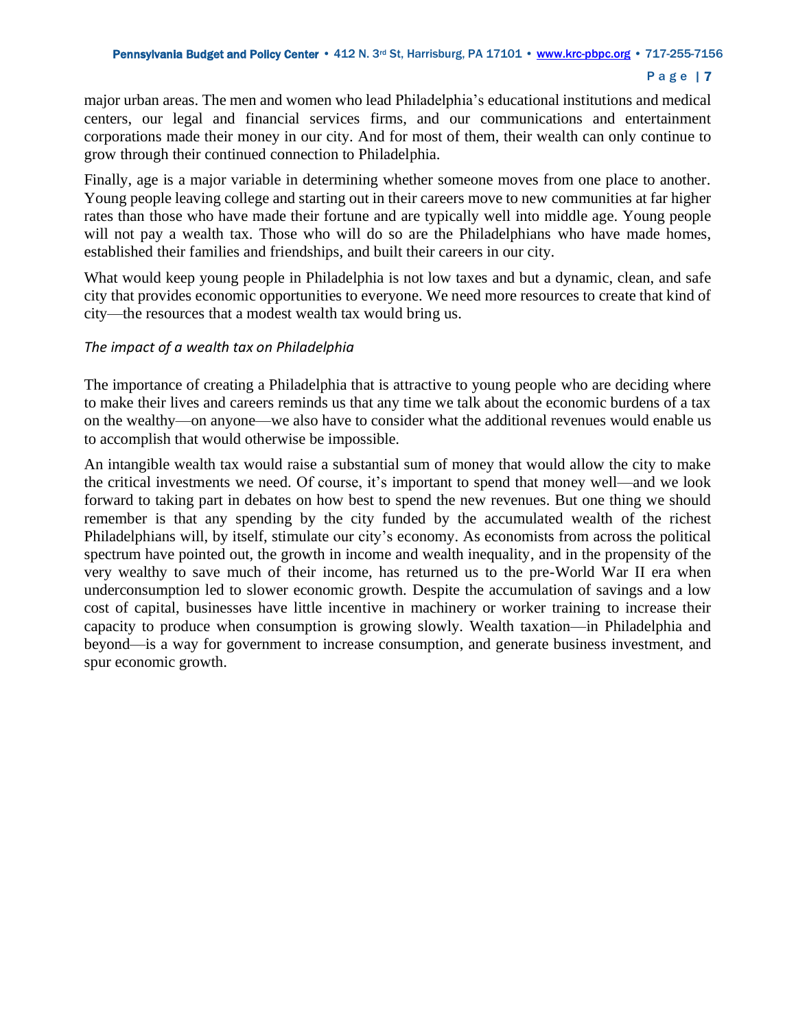major urban areas. The men and women who lead Philadelphia's educational institutions and medical centers, our legal and financial services firms, and our communications and entertainment corporations made their money in our city. And for most of them, their wealth can only continue to grow through their continued connection to Philadelphia.

Finally, age is a major variable in determining whether someone moves from one place to another. Young people leaving college and starting out in their careers move to new communities at far higher rates than those who have made their fortune and are typically well into middle age. Young people will not pay a wealth tax. Those who will do so are the Philadelphians who have made homes, established their families and friendships, and built their careers in our city.

What would keep young people in Philadelphia is not low taxes and but a dynamic, clean, and safe city that provides economic opportunities to everyone. We need more resources to create that kind of city—the resources that a modest wealth tax would bring us.

*The impact of a wealth tax on Philadelphia*

The importance of creating a Philadelphia that is attractive to young people who are deciding where to make their lives and careers reminds us that any time we talk about the economic burdens of a tax on the wealthy—on anyone—we also have to consider what the additional revenues would enable us to accomplish that would otherwise be impossible.

An intangible wealth tax would raise a substantial sum of money that would allow the city to make the critical investments we need. Of course, it's important to spend that money well—and we look forward to taking part in debates on how best to spend the new revenues. But one thing we should remember is that any spending by the city funded by the accumulated wealth of the richest Philadelphians will, by itself, stimulate our city's economy. As economists from across the political spectrum have pointed out, the growth in income and wealth inequality, and in the propensity of the very wealthy to save much of their income, has returned us to the pre-World War II era when underconsumption led to slower economic growth. Despite the accumulation of savings and a low cost of capital, businesses have little incentive in machinery or worker training to increase their capacity to produce when consumption is growing slowly. Wealth taxation—in Philadelphia and beyond—is a way for government to increase consumption, and generate business investment, and spur economic growth.